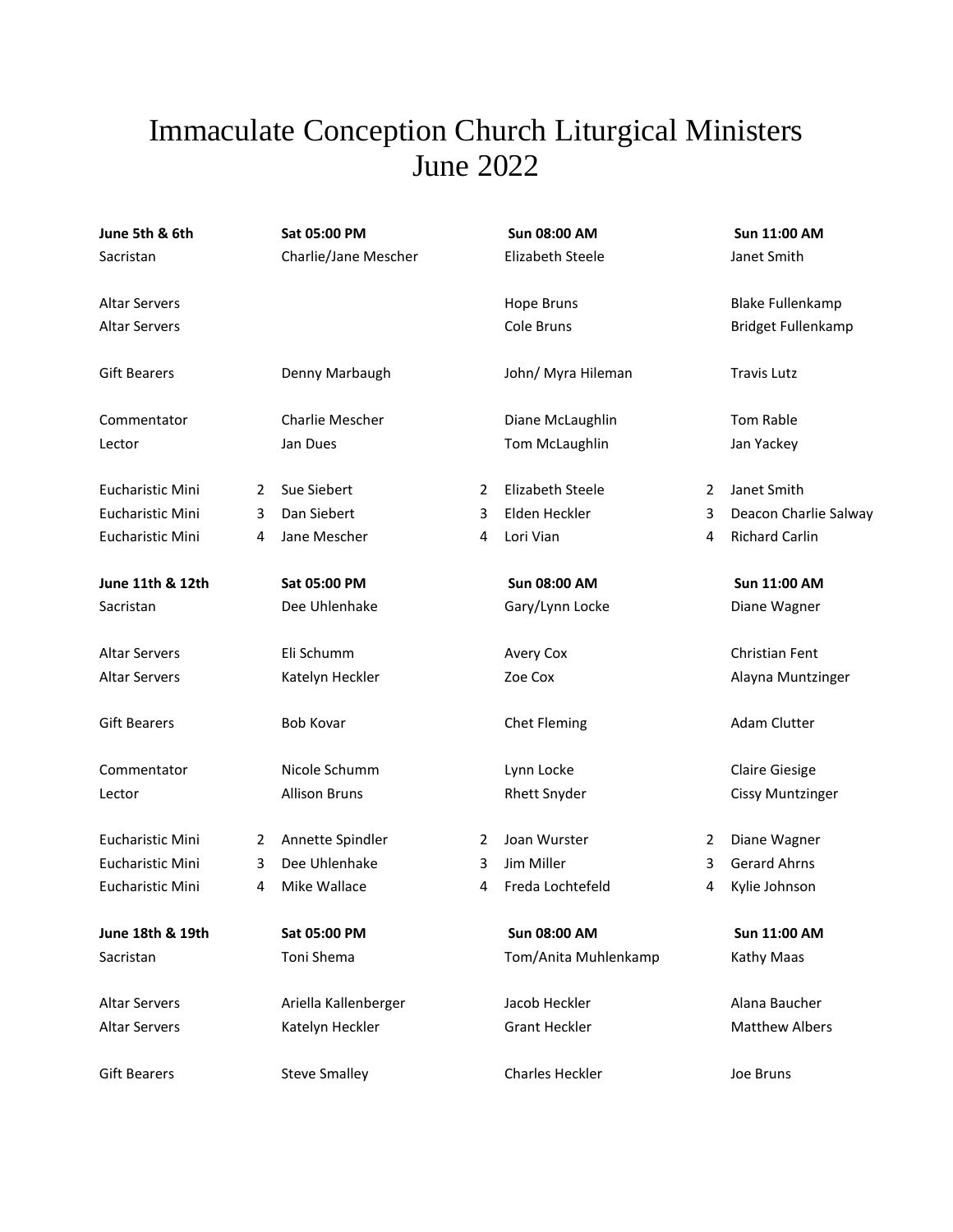# Immaculate Conception Church Liturgical Ministers
# June 2022

| **June 5th & 6th** | | **Sat 05:00 PM** | | **Sun 08:00 AM** | | **Sun 11:00 AM** |
|---|---|---|---|---|---|---|
| Sacristan | | Charlie/Jane Mescher | | Elizabeth Steele | | Janet Smith |
| Altar Servers | | | | Hope Bruns | | Blake Fullenkamp |
| Altar Servers | | | | Cole Bruns | | Bridget Fullenkamp |
| Gift Bearers | | Denny Marbaugh | | John/ Myra Hileman | | Travis Lutz |
| Commentator | | Charlie Mescher | | Diane McLaughlin | | Tom Rable |
| Lector | | Jan Dues | | Tom McLaughlin | | Jan Yackey |
| Eucharistic Mini | 2 | Sue Siebert | 2 | Elizabeth Steele | 2 | Janet Smith |
| Eucharistic Mini | 3 | Dan Siebert | 3 | Elden Heckler | 3 | Deacon Charlie Salway |
| Eucharistic Mini | 4 | Jane Mescher | 4 | Lori Vian | 4 | Richard Carlin |
| **June 11th & 12th** | | **Sat 05:00 PM** | | **Sun 08:00 AM** | | **Sun 11:00 AM** |
| Sacristan | | Dee Uhlenhake | | Gary/Lynn Locke | | Diane Wagner |
| Altar Servers | | Eli Schumm | | Avery Cox | | Christian Fent |
| Altar Servers | | Katelyn Heckler | | Zoe Cox | | Alayna Muntzinger |
| Gift Bearers | | Bob Kovar | | Chet Fleming | | Adam Clutter |
| Commentator | | Nicole Schumm | | Lynn Locke | | Claire Giesige |
| Lector | | Allison Bruns | | Rhett Snyder | | Cissy Muntzinger |
| Eucharistic Mini | 2 | Annette Spindler | 2 | Joan Wurster | 2 | Diane Wagner |
| Eucharistic Mini | 3 | Dee Uhlenhake | 3 | Jim Miller | 3 | Gerard Ahrns |
| Eucharistic Mini | 4 | Mike Wallace | 4 | Freda Lochtefeld | 4 | Kylie Johnson |
| **June 18th & 19th** | | **Sat 05:00 PM** | | **Sun 08:00 AM** | | **Sun 11:00 AM** |
| Sacristan | | Toni Shema | | Tom/Anita Muhlenkamp | | Kathy Maas |
| Altar Servers | | Ariella Kallenberger | | Jacob Heckler | | Alana Baucher |
| Altar Servers | | Katelyn Heckler | | Grant Heckler | | Matthew Albers |
| Gift Bearers | | Steve Smalley | | Charles Heckler | | Joe Bruns |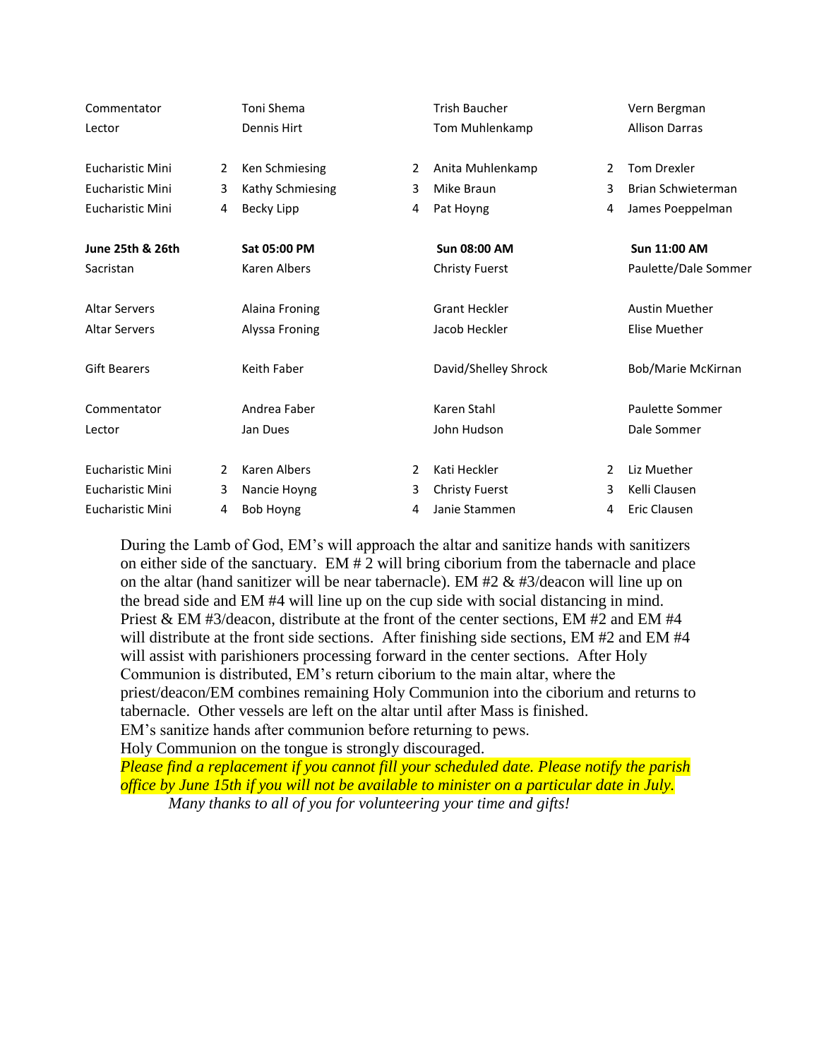| | | | | | | |
|---|---|---|---|---|---|---|
| Commentator | | Toni Shema | | Trish Baucher | | Vern Bergman |
| Lector | | Dennis Hirt | | Tom Muhlenkamp | | Allison Darras |
| | | | | | | |
| Eucharistic Mini | 2 | Ken Schmiesing | 2 | Anita Muhlenkamp | 2 | Tom Drexler |
| Eucharistic Mini | 3 | Kathy Schmiesing | 3 | Mike Braun | 3 | Brian Schwieterman |
| Eucharistic Mini | 4 | Becky Lipp | 4 | Pat Hoyng | 4 | James Poeppelman |
| | | | | | | |
| **June 25th & 26th** | | **Sat 05:00 PM** | | **Sun 08:00 AM** | | **Sun 11:00 AM** |
| Sacristan | | Karen Albers | | Christy Fuerst | | Paulette/Dale Sommer |
| | | | | | | |
| Altar Servers | | Alaina Froning | | Grant Heckler | | Austin Muether |
| Altar Servers | | Alyssa Froning | | Jacob Heckler | | Elise Muether |
| | | | | | | |
| Gift Bearers | | Keith Faber | | David/Shelley Shrock | | Bob/Marie McKirnan |
| | | | | | | |
| Commentator | | Andrea Faber | | Karen Stahl | | Paulette Sommer |
| Lector | | Jan Dues | | John Hudson | | Dale Sommer |
| | | | | | | |
| Eucharistic Mini | 2 | Karen Albers | 2 | Kati Heckler | 2 | Liz Muether |
| Eucharistic Mini | 3 | Nancie Hoyng | 3 | Christy Fuerst | 3 | Kelli Clausen |
| Eucharistic Mini | 4 | Bob Hoyng | 4 | Janie Stammen | 4 | Eric Clausen |

During the Lamb of God, EM's will approach the altar and sanitize hands with sanitizers on either side of the sanctuary. EM # 2 will bring ciborium from the tabernacle and place on the altar (hand sanitizer will be near tabernacle). EM #2 & #3/deacon will line up on the bread side and EM #4 will line up on the cup side with social distancing in mind. Priest & EM #3/deacon, distribute at the front of the center sections, EM #2 and EM #4 will distribute at the front side sections. After finishing side sections, EM #2 and EM #4 will assist with parishioners processing forward in the center sections. After Holy Communion is distributed, EM's return ciborium to the main altar, where the priest/deacon/EM combines remaining Holy Communion into the ciborium and returns to tabernacle. Other vessels are left on the altar until after Mass is finished.
EM's sanitize hands after communion before returning to pews.
Holy Communion on the tongue is strongly discouraged.
*Please find a replacement if you cannot fill your scheduled date. Please notify the parish office by June 15th if you will not be available to minister on a particular date in July.*
*Many thanks to all of you for volunteering your time and gifts!*